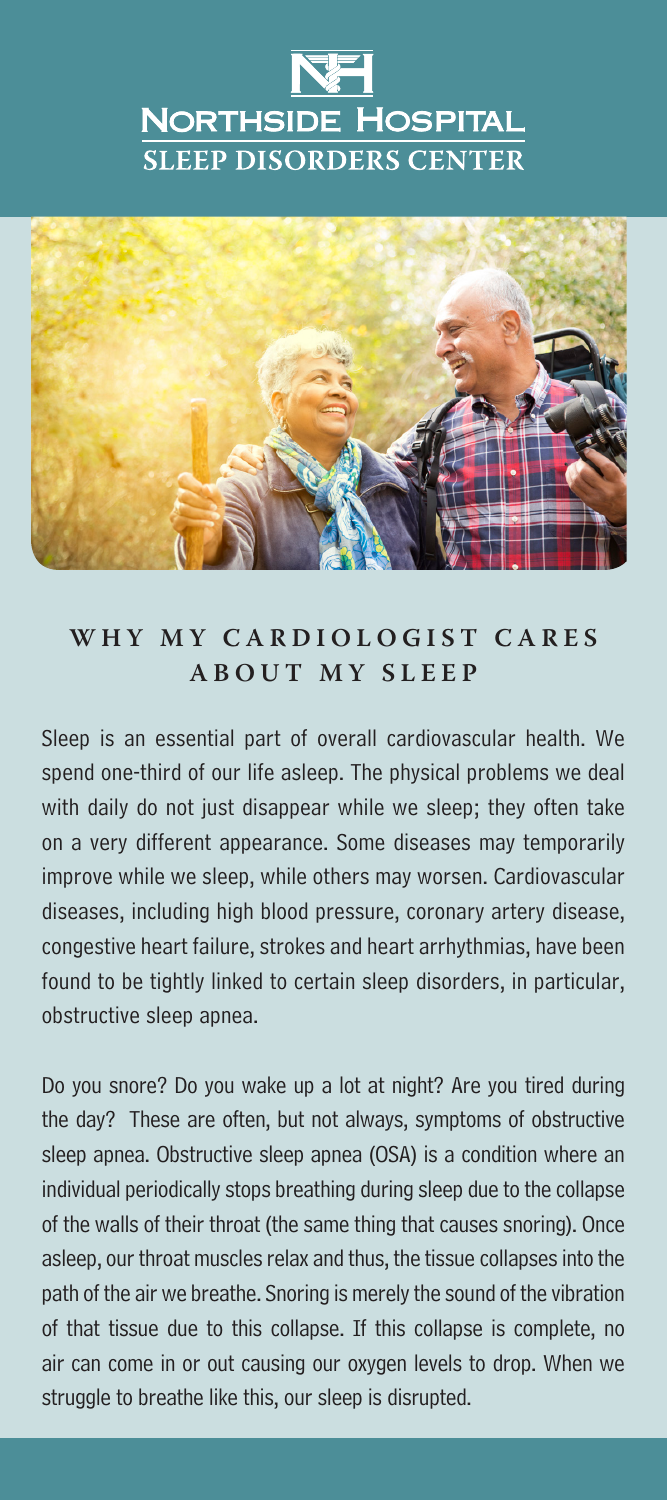# Northside Hospital
## Sleep Disorders Center

## WHY MY CARDIOLOGIST CARES ABOUT MY SLEEP

Sleep is an essential part of overall cardiovascular health. We spend one-third of our life asleep. The physical problems we deal with daily do not just disappear while we sleep; they often take on a very different appearance. Some diseases may temporarily improve while we sleep, while others may worsen. Cardiovascular diseases, including high blood pressure, coronary artery disease, congestive heart failure, strokes and heart arrhythmias, have been found to be tightly linked to certain sleep disorders, in particular, obstructive sleep apnea.

Do you snore? Do you wake up a lot at night? Are you tired during the day? These are often, but not always, symptoms of obstructive sleep apnea. Obstructive sleep apnea (OSA) is a condition where an individual periodically stops breathing during sleep due to the collapse of the walls of their throat (the same thing that causes snoring). Once asleep, our throat muscles relax and thus, the tissue collapses into the path of the air we breathe. Snoring is merely the sound of the vibration of that tissue due to this collapse. If this collapse is complete, no air can come in or out causing our oxygen levels to drop. When we struggle to breathe like this, our sleep is disrupted.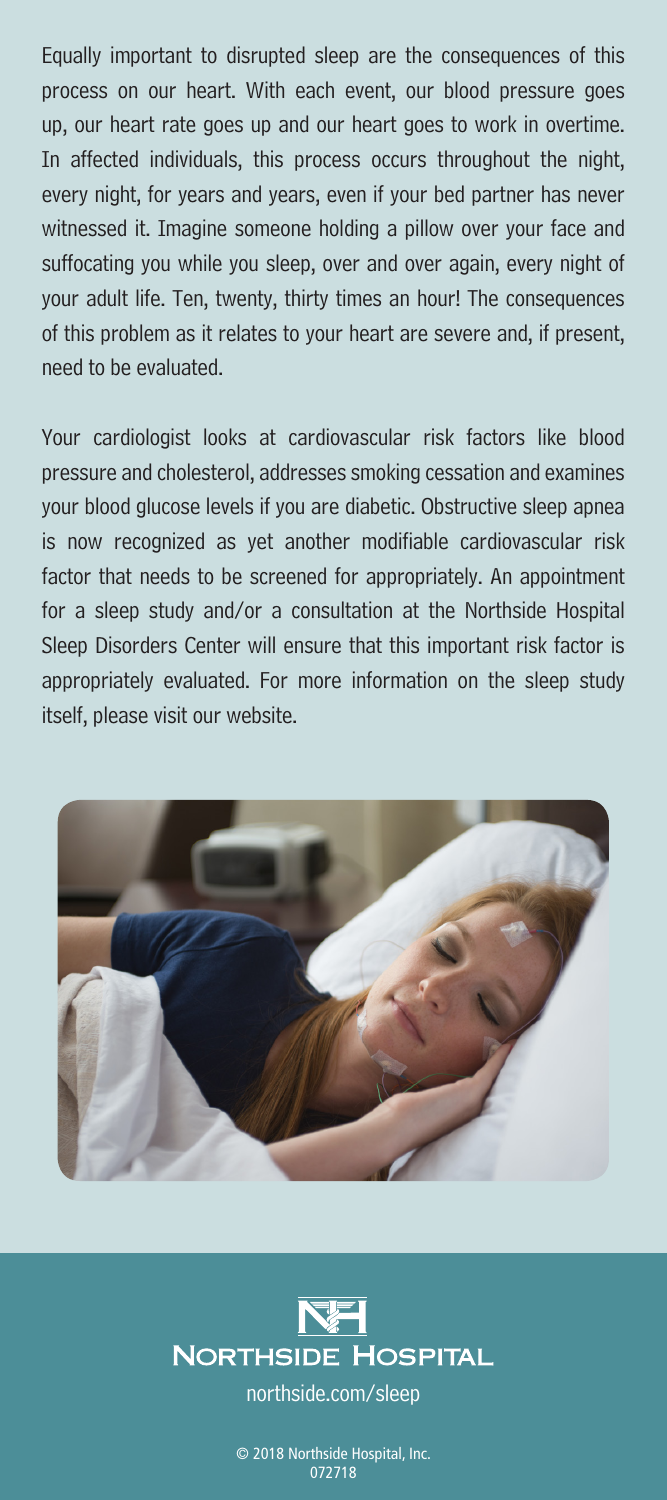Equally important to disrupted sleep are the consequences of this process on our heart. With each event, our blood pressure goes up, our heart rate goes up and our heart goes to work in overtime. In affected individuals, this process occurs throughout the night, every night, for years and years, even if your bed partner has never witnessed it. Imagine someone holding a pillow over your face and suffocating you while you sleep, over and over again, every night of your adult life. Ten, twenty, thirty times an hour! The consequences of this problem as it relates to your heart are severe and, if present, need to be evaluated.

Your cardiologist looks at cardiovascular risk factors like blood pressure and cholesterol, addresses smoking cessation and examines your blood glucose levels if you are diabetic. Obstructive sleep apnea is now recognized as yet another modifiable cardiovascular risk factor that needs to be screened for appropriately. An appointment for a sleep study and/or a consultation at the Northside Hospital Sleep Disorders Center will ensure that this important risk factor is appropriately evaluated. For more information on the sleep study itself, please visit our website.

NORTHSIDE HOSPITAL

northside.com/sleep

© 2018 Northside Hospital, Inc.
072718